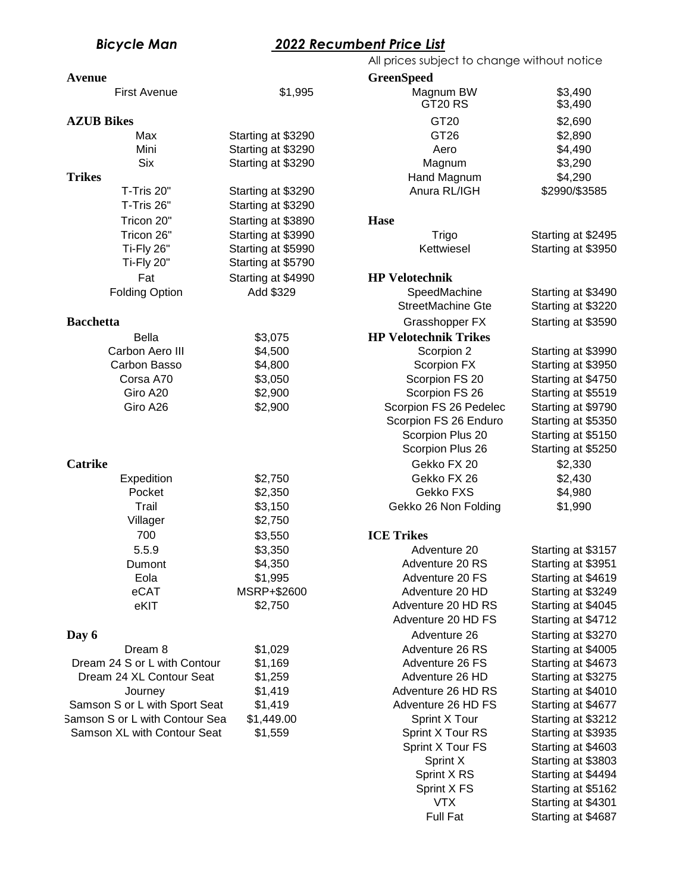***Bicycle Man*** ***2022 Recumbent Price List***

All prices subject to change without notice

**Avenue**

| Model | Price |
|---|---|
| First Avenue | $1,995 |

**AZUB Bikes**

| Model | Price |
|---|---|
| Max | Starting at $3290 |
| Mini | Starting at $3290 |
| Six | Starting at $3290 |

**Trikes**

| Model | Price |
|---|---|
| T-Tris 20" | Starting at $3290 |
| T-Tris 26" | Starting at $3290 |
| Tricon 20" | Starting at $3890 |
| Tricon 26" | Starting at $3990 |
| Ti-Fly 26" | Starting at $5990 |
| Ti-Fly 20" | Starting at $5790 |
| Fat | Starting at $4990 |
| Folding Option | Add $329 |

**Bacchetta**

| Model | Price |
|---|---|
| Bella | $3,075 |
| Carbon Aero III | $4,500 |
| Carbon Basso | $4,800 |
| Corsa A70 | $3,050 |
| Giro A20 | $2,900 |
| Giro A26 | $2,900 |

**Catrike**

| Model | Price |
|---|---|
| Expedition | $2,750 |
| Pocket | $2,350 |
| Trail | $3,150 |
| Villager | $2,750 |
| 700 | $3,550 |
| 5.5.9 | $3,350 |
| Dumont | $4,350 |
| Eola | $1,995 |
| eCAT | MSRP+$2600 |
| eKIT | $2,750 |

**Day 6**

| Model | Price |
|---|---|
| Dream 8 | $1,029 |
| Dream 24 S or L with Contour | $1,169 |
| Dream 24 XL Contour Seat | $1,259 |
| Journey | $1,419 |
| Samson S or L with Sport Seat | $1,419 |
| Samson S or L with Contour Sea | $1,449.00 |
| Samson XL with Contour Seat | $1,559 |

**GreenSpeed**

| Model | Price |
|---|---|
| Magnum BW | $3,490 |
| GT20 RS | $3,490 |
| GT20 | $2,690 |
| GT26 | $2,890 |
| Aero | $4,490 |
| Magnum | $3,290 |
| Hand Magnum | $4,290 |
| Anura RL/IGH | $2990/$3585 |

**Hase**

| Model | Price |
|---|---|
| Trigo | Starting at $2495 |
| Kettwiesel | Starting at $3950 |

**HP Velotechnik**

| Model | Price |
|---|---|
| SpeedMachine | Starting at $3490 |
| StreetMachine Gte | Starting at $3220 |
| Grasshopper FX | Starting at $3590 |

**HP Velotechnik Trikes**

| Model | Price |
|---|---|
| Scorpion 2 | Starting at $3990 |
| Scorpion FX | Starting at $3950 |
| Scorpion FS 20 | Starting at $4750 |
| Scorpion FS 26 | Starting at $5519 |
| Scorpion FS 26 Pedelec | Starting at $9790 |
| Scorpion FS 26 Enduro | Starting at $5350 |
| Scorpion Plus 20 | Starting at $5150 |
| Scorpion Plus 26 | Starting at $5250 |
| Gekko FX 20 | $2,330 |
| Gekko FX 26 | $2,430 |
| Gekko FXS | $4,980 |
| Gekko 26 Non Folding | $1,990 |

**ICE Trikes**

| Model | Price |
|---|---|
| Adventure 20 | Starting at $3157 |
| Adventure 20 RS | Starting at $3951 |
| Adventure 20 FS | Starting at $4619 |
| Adventure 20 HD | Starting at $3249 |
| Adventure 20 HD RS | Starting at $4045 |
| Adventure 20 HD FS | Starting at $4712 |
| Adventure 26 | Starting at $3270 |
| Adventure 26 RS | Starting at $4005 |
| Adventure 26 FS | Starting at $4673 |
| Adventure 26 HD | Starting at $3275 |
| Adventure 26 HD RS | Starting at $4010 |
| Adventure 26 HD FS | Starting at $4677 |
| Sprint X Tour | Starting at $3212 |
| Sprint X Tour RS | Starting at $3935 |
| Sprint X Tour FS | Starting at $4603 |
| Sprint X | Starting at $3803 |
| Sprint X RS | Starting at $4494 |
| Sprint X FS | Starting at $5162 |
| VTX | Starting at $4301 |
| Full Fat | Starting at $4687 |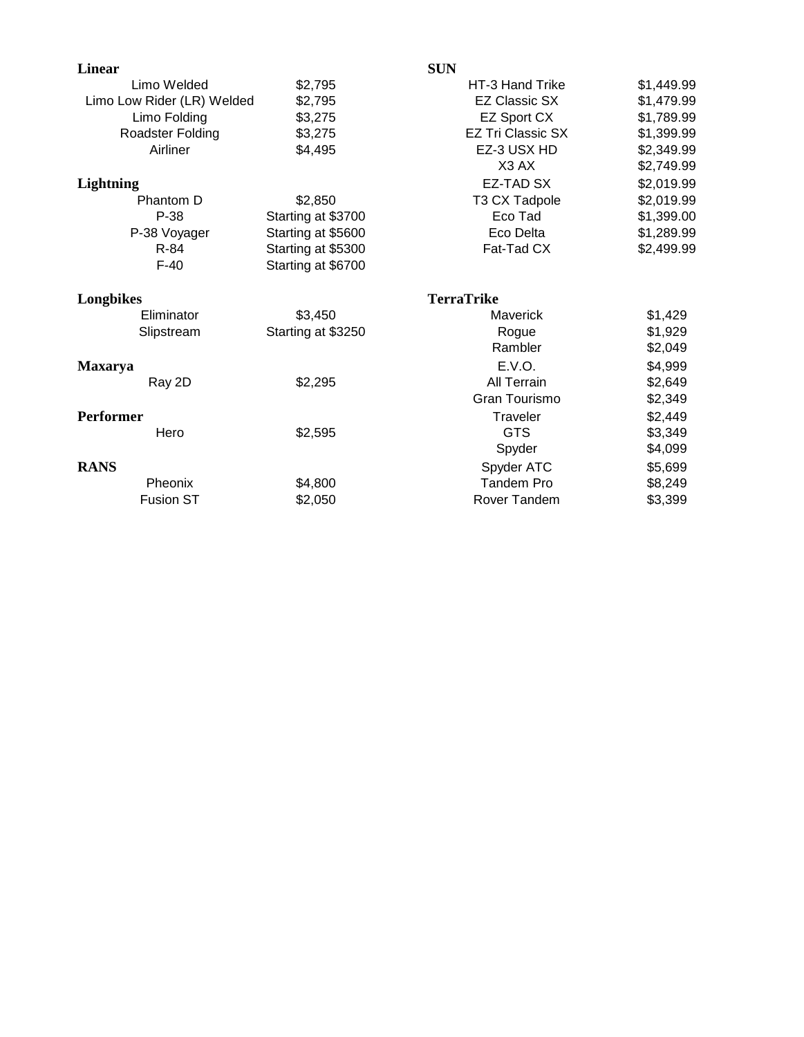**Linear**

| | |
|---|---|
| Limo Welded | $2,795 |
| Limo Low Rider (LR) Welded | $2,795 |
| Limo Folding | $3,275 |
| Roadster Folding | $3,275 |
| Airliner | $4,495 |

**Lightning**

| | |
|---|---|
| Phantom D | $2,850 |
| P-38 | Starting at $3700 |
| P-38 Voyager | Starting at $5600 |
| R-84 | Starting at $5300 |
| F-40 | Starting at $6700 |

**Longbikes**

| | |
|---|---|
| Eliminator | $3,450 |
| Slipstream | Starting at $3250 |

**Maxarya**

| | |
|---|---|
| Ray 2D | $2,295 |

**Performer**

| | |
|---|---|
| Hero | $2,595 |

**RANS**

| | |
|---|---|
| Pheonix | $4,800 |
| Fusion ST | $2,050 |

**SUN**

| | |
|---|---|
| HT-3 Hand Trike | $1,449.99 |
| EZ Classic SX | $1,479.99 |
| EZ Sport CX | $1,789.99 |
| EZ Tri Classic SX | $1,399.99 |
| EZ-3 USX HD | $2,349.99 |
| X3 AX | $2,749.99 |
| EZ-TAD SX | $2,019.99 |
| T3 CX Tadpole | $2,019.99 |
| Eco Tad | $1,399.00 |
| Eco Delta | $1,289.99 |
| Fat-Tad CX | $2,499.99 |

**TerraTrike**

| | |
|---|---|
| Maverick | $1,429 |
| Rogue | $1,929 |
| Rambler | $2,049 |
| E.V.O. | $4,999 |
| All Terrain | $2,649 |
| Gran Tourismo | $2,349 |
| Traveler | $2,449 |
| GTS | $3,349 |
| Spyder | $4,099 |
| Spyder ATC | $5,699 |
| Tandem Pro | $8,249 |
| Rover Tandem | $3,399 |